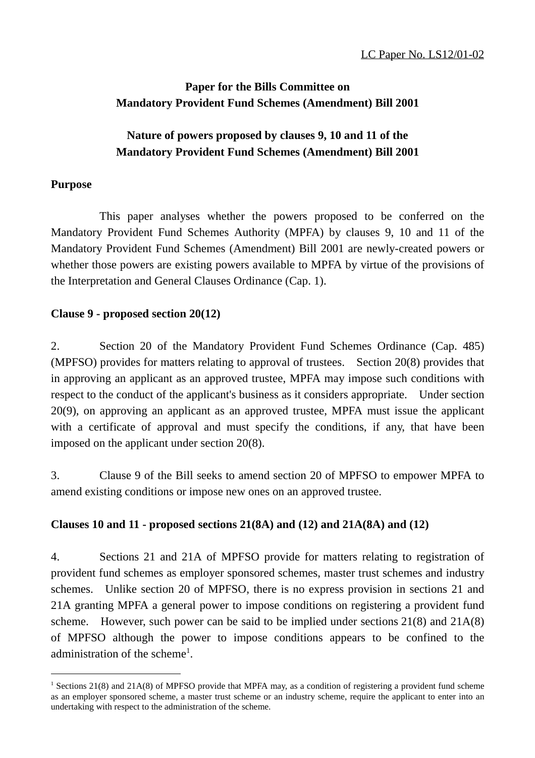LC Paper No. LS12/01-02

**Paper for the Bills Committee on Mandatory Provident Fund Schemes (Amendment) Bill 2001**

**Nature of powers proposed by clauses 9, 10 and 11 of the Mandatory Provident Fund Schemes (Amendment) Bill 2001**

**Purpose**

This paper analyses whether the powers proposed to be conferred on the Mandatory Provident Fund Schemes Authority (MPFA) by clauses 9, 10 and 11 of the Mandatory Provident Fund Schemes (Amendment) Bill 2001 are newly-created powers or whether those powers are existing powers available to MPFA by virtue of the provisions of the Interpretation and General Clauses Ordinance (Cap. 1).

**Clause 9 - proposed section 20(12)**

2. Section 20 of the Mandatory Provident Fund Schemes Ordinance (Cap. 485) (MPFSO) provides for matters relating to approval of trustees. Section 20(8) provides that in approving an applicant as an approved trustee, MPFA may impose such conditions with respect to the conduct of the applicant's business as it considers appropriate. Under section 20(9), on approving an applicant as an approved trustee, MPFA must issue the applicant with a certificate of approval and must specify the conditions, if any, that have been imposed on the applicant under section 20(8).

3. Clause 9 of the Bill seeks to amend section 20 of MPFSO to empower MPFA to amend existing conditions or impose new ones on an approved trustee.

**Clauses 10 and 11 - proposed sections 21(8A) and (12) and 21A(8A) and (12)**

4. Sections 21 and 21A of MPFSO provide for matters relating to registration of provident fund schemes as employer sponsored schemes, master trust schemes and industry schemes. Unlike section 20 of MPFSO, there is no express provision in sections 21 and 21A granting MPFA a general power to impose conditions on registering a provident fund scheme. However, such power can be said to be implied under sections 21(8) and 21A(8) of MPFSO although the power to impose conditions appears to be confined to the administration of the scheme[1].

[1] Sections 21(8) and 21A(8) of MPFSO provide that MPFA may, as a condition of registering a provident fund scheme as an employer sponsored scheme, a master trust scheme or an industry scheme, require the applicant to enter into an undertaking with respect to the administration of the scheme.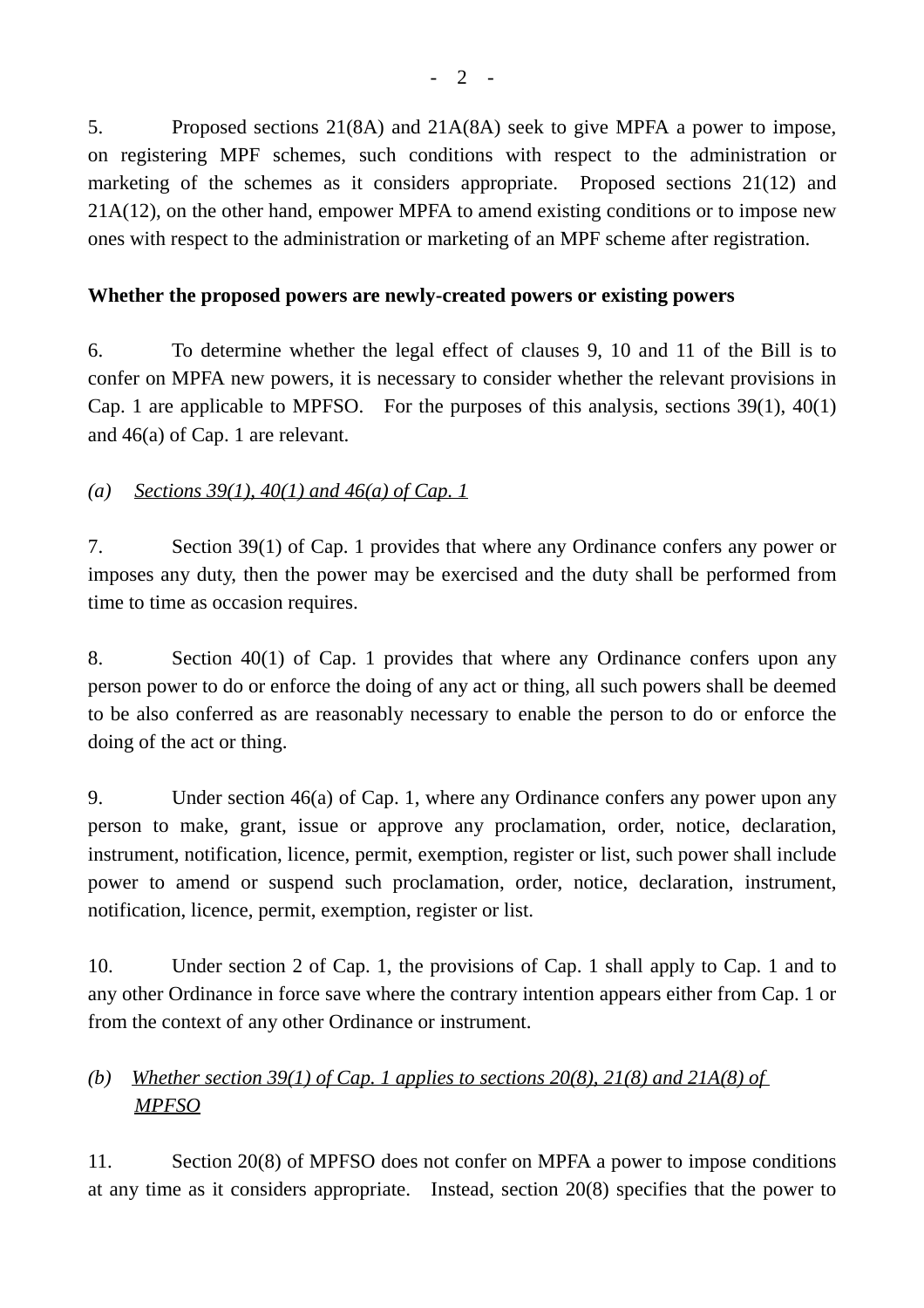5. Proposed sections 21(8A) and 21A(8A) seek to give MPFA a power to impose, on registering MPF schemes, such conditions with respect to the administration or marketing of the schemes as it considers appropriate. Proposed sections 21(12) and 21A(12), on the other hand, empower MPFA to amend existing conditions or to impose new ones with respect to the administration or marketing of an MPF scheme after registration.

**Whether the proposed powers are newly-created powers or existing powers**

6. To determine whether the legal effect of clauses 9, 10 and 11 of the Bill is to confer on MPFA new powers, it is necessary to consider whether the relevant provisions in Cap. 1 are applicable to MPFSO. For the purposes of this analysis, sections 39(1), 40(1) and 46(a) of Cap. 1 are relevant.

*(a) Sections 39(1), 40(1) and 46(a) of Cap. 1*

7. Section 39(1) of Cap. 1 provides that where any Ordinance confers any power or imposes any duty, then the power may be exercised and the duty shall be performed from time to time as occasion requires.

8. Section 40(1) of Cap. 1 provides that where any Ordinance confers upon any person power to do or enforce the doing of any act or thing, all such powers shall be deemed to be also conferred as are reasonably necessary to enable the person to do or enforce the doing of the act or thing.

9. Under section 46(a) of Cap. 1, where any Ordinance confers any power upon any person to make, grant, issue or approve any proclamation, order, notice, declaration, instrument, notification, licence, permit, exemption, register or list, such power shall include power to amend or suspend such proclamation, order, notice, declaration, instrument, notification, licence, permit, exemption, register or list.

10. Under section 2 of Cap. 1, the provisions of Cap. 1 shall apply to Cap. 1 and to any other Ordinance in force save where the contrary intention appears either from Cap. 1 or from the context of any other Ordinance or instrument.

*(b) Whether section 39(1) of Cap. 1 applies to sections 20(8), 21(8) and 21A(8) of MPFSO*

11. Section 20(8) of MPFSO does not confer on MPFA a power to impose conditions at any time as it considers appropriate. Instead, section 20(8) specifies that the power to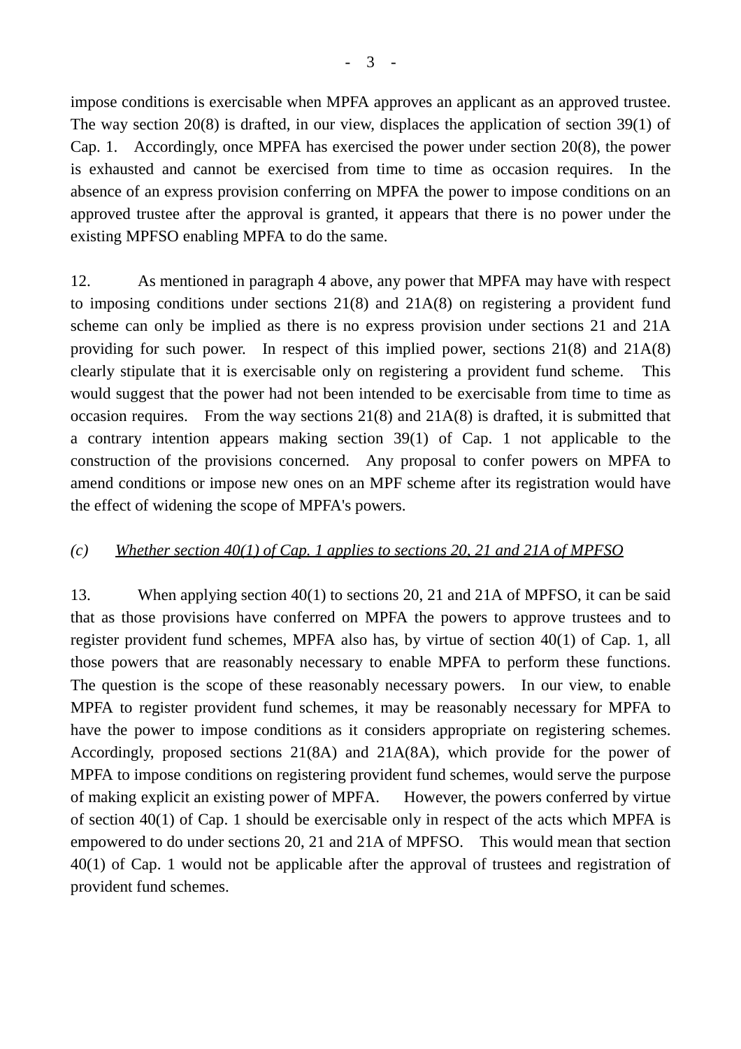impose conditions is exercisable when MPFA approves an applicant as an approved trustee. The way section 20(8) is drafted, in our view, displaces the application of section 39(1) of Cap. 1. Accordingly, once MPFA has exercised the power under section 20(8), the power is exhausted and cannot be exercised from time to time as occasion requires. In the absence of an express provision conferring on MPFA the power to impose conditions on an approved trustee after the approval is granted, it appears that there is no power under the existing MPFSO enabling MPFA to do the same.

12. As mentioned in paragraph 4 above, any power that MPFA may have with respect to imposing conditions under sections 21(8) and 21A(8) on registering a provident fund scheme can only be implied as there is no express provision under sections 21 and 21A providing for such power. In respect of this implied power, sections 21(8) and 21A(8) clearly stipulate that it is exercisable only on registering a provident fund scheme. This would suggest that the power had not been intended to be exercisable from time to time as occasion requires. From the way sections 21(8) and 21A(8) is drafted, it is submitted that a contrary intention appears making section 39(1) of Cap. 1 not applicable to the construction of the provisions concerned. Any proposal to confer powers on MPFA to amend conditions or impose new ones on an MPF scheme after its registration would have the effect of widening the scope of MPFA's powers.

*(c)* *<u>Whether section 40(1) of Cap. 1 applies to sections 20, 21 and 21A of MPFSO</u>*

13. When applying section 40(1) to sections 20, 21 and 21A of MPFSO, it can be said that as those provisions have conferred on MPFA the powers to approve trustees and to register provident fund schemes, MPFA also has, by virtue of section 40(1) of Cap. 1, all those powers that are reasonably necessary to enable MPFA to perform these functions. The question is the scope of these reasonably necessary powers. In our view, to enable MPFA to register provident fund schemes, it may be reasonably necessary for MPFA to have the power to impose conditions as it considers appropriate on registering schemes. Accordingly, proposed sections 21(8A) and 21A(8A), which provide for the power of MPFA to impose conditions on registering provident fund schemes, would serve the purpose of making explicit an existing power of MPFA. However, the powers conferred by virtue of section 40(1) of Cap. 1 should be exercisable only in respect of the acts which MPFA is empowered to do under sections 20, 21 and 21A of MPFSO. This would mean that section 40(1) of Cap. 1 would not be applicable after the approval of trustees and registration of provident fund schemes.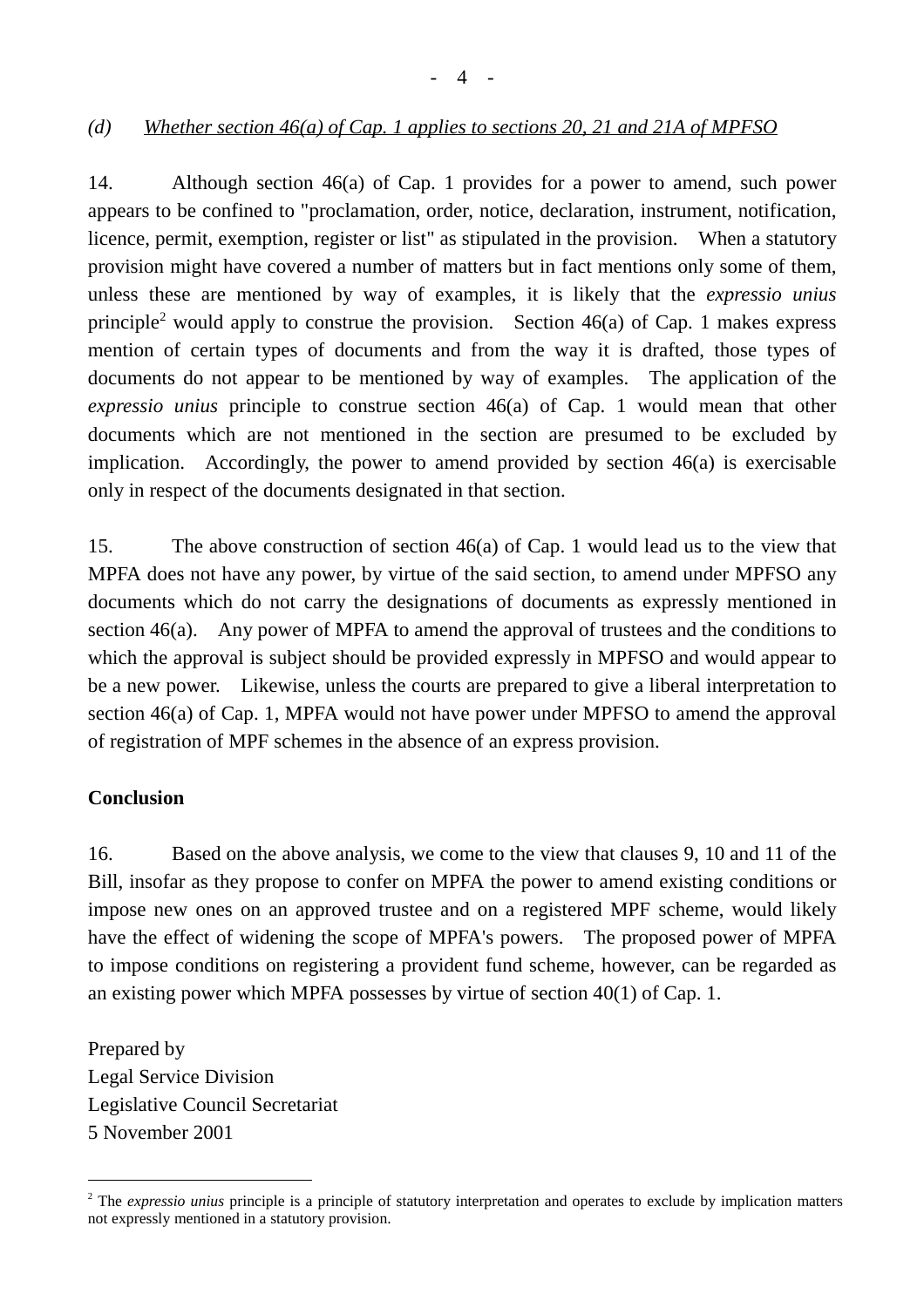*(d)* *<u>Whether section 46(a) of Cap. 1 applies to sections 20, 21 and 21A of MPFSO</u>*

14. Although section 46(a) of Cap. 1 provides for a power to amend, such power appears to be confined to "proclamation, order, notice, declaration, instrument, notification, licence, permit, exemption, register or list" as stipulated in the provision. When a statutory provision might have covered a number of matters but in fact mentions only some of them, unless these are mentioned by way of examples, it is likely that the *expressio unius* principle[2] would apply to construe the provision. Section 46(a) of Cap. 1 makes express mention of certain types of documents and from the way it is drafted, those types of documents do not appear to be mentioned by way of examples. The application of the *expressio unius* principle to construe section 46(a) of Cap. 1 would mean that other documents which are not mentioned in the section are presumed to be excluded by implication. Accordingly, the power to amend provided by section 46(a) is exercisable only in respect of the documents designated in that section.

15. The above construction of section 46(a) of Cap. 1 would lead us to the view that MPFA does not have any power, by virtue of the said section, to amend under MPFSO any documents which do not carry the designations of documents as expressly mentioned in section 46(a). Any power of MPFA to amend the approval of trustees and the conditions to which the approval is subject should be provided expressly in MPFSO and would appear to be a new power. Likewise, unless the courts are prepared to give a liberal interpretation to section 46(a) of Cap. 1, MPFA would not have power under MPFSO to amend the approval of registration of MPF schemes in the absence of an express provision.

**Conclusion**

16. Based on the above analysis, we come to the view that clauses 9, 10 and 11 of the Bill, insofar as they propose to confer on MPFA the power to amend existing conditions or impose new ones on an approved trustee and on a registered MPF scheme, would likely have the effect of widening the scope of MPFA's powers. The proposed power of MPFA to impose conditions on registering a provident fund scheme, however, can be regarded as an existing power which MPFA possesses by virtue of section 40(1) of Cap. 1.

Prepared by
Legal Service Division
Legislative Council Secretariat
5 November 2001

---

[2] The *expressio unius* principle is a principle of statutory interpretation and operates to exclude by implication matters not expressly mentioned in a statutory provision.